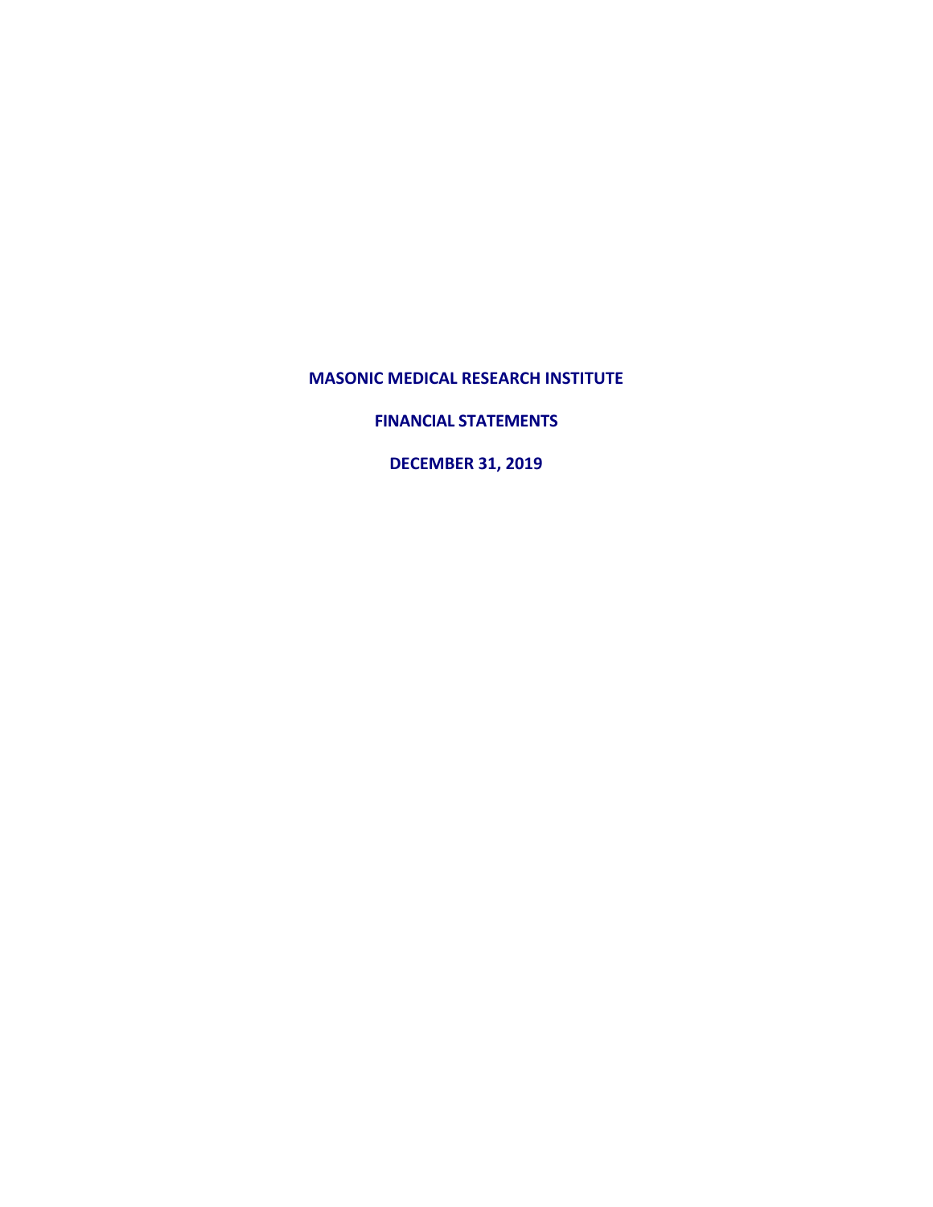# MASONIC MEDICAL RESEARCH INSTITUTE

## FINANCIAL STATEMENTS

## DECEMBER 31, 2019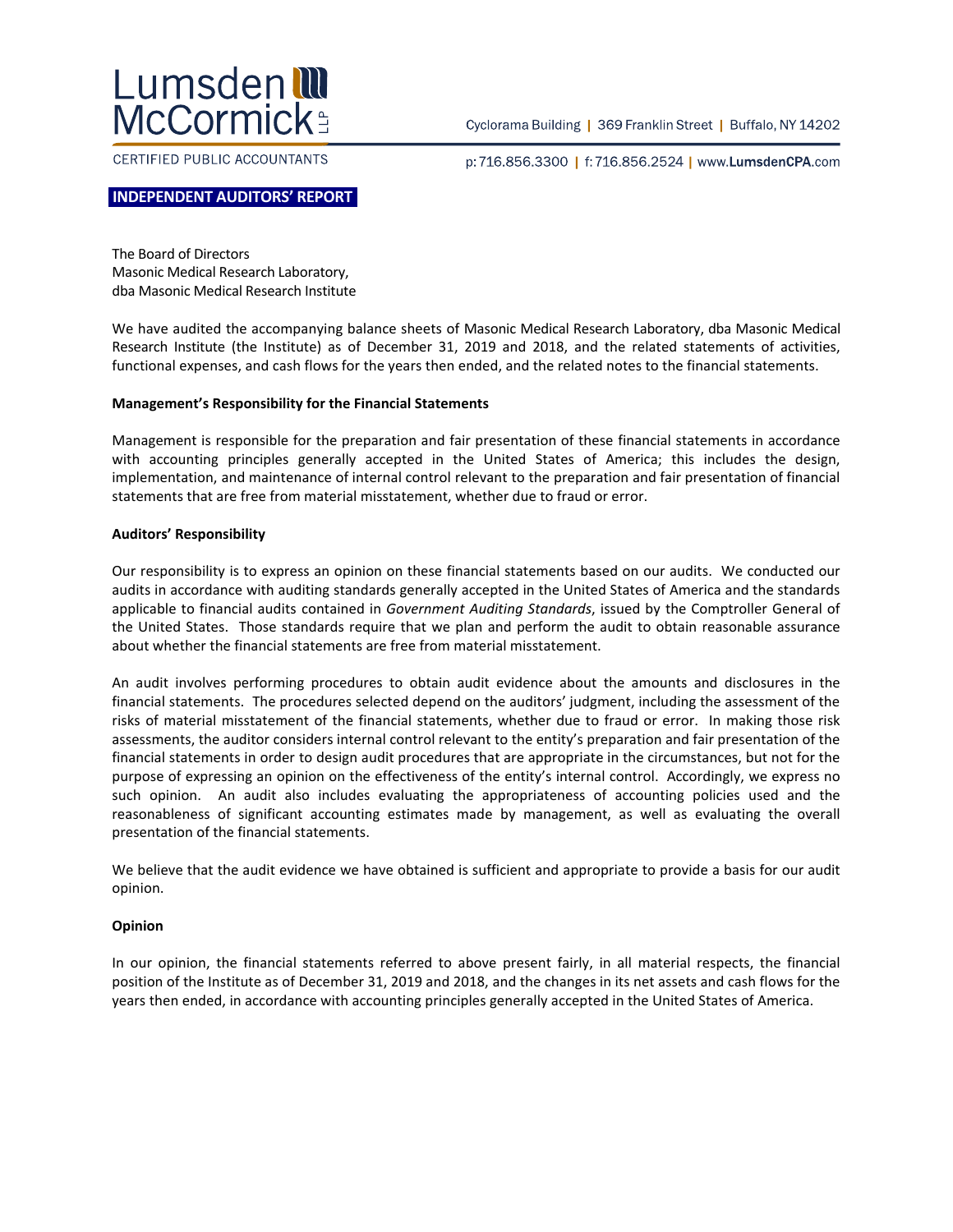Lumsden McCormick LLP

CERTIFIED PUBLIC ACCOUNTANTS

Cyclorama Building | 369 Franklin Street | Buffalo, NY 14202

p: 716.856.3300 | f: 716.856.2524 | www.LumsdenCPA.com

## INDEPENDENT AUDITORS' REPORT

The Board of Directors
Masonic Medical Research Laboratory,
dba Masonic Medical Research Institute

We have audited the accompanying balance sheets of Masonic Medical Research Laboratory, dba Masonic Medical Research Institute (the Institute) as of December 31, 2019 and 2018, and the related statements of activities, functional expenses, and cash flows for the years then ended, and the related notes to the financial statements.

**Management's Responsibility for the Financial Statements**

Management is responsible for the preparation and fair presentation of these financial statements in accordance with accounting principles generally accepted in the United States of America; this includes the design, implementation, and maintenance of internal control relevant to the preparation and fair presentation of financial statements that are free from material misstatement, whether due to fraud or error.

**Auditors' Responsibility**

Our responsibility is to express an opinion on these financial statements based on our audits. We conducted our audits in accordance with auditing standards generally accepted in the United States of America and the standards applicable to financial audits contained in *Government Auditing Standards*, issued by the Comptroller General of the United States. Those standards require that we plan and perform the audit to obtain reasonable assurance about whether the financial statements are free from material misstatement.

An audit involves performing procedures to obtain audit evidence about the amounts and disclosures in the financial statements. The procedures selected depend on the auditors' judgment, including the assessment of the risks of material misstatement of the financial statements, whether due to fraud or error. In making those risk assessments, the auditor considers internal control relevant to the entity's preparation and fair presentation of the financial statements in order to design audit procedures that are appropriate in the circumstances, but not for the purpose of expressing an opinion on the effectiveness of the entity's internal control. Accordingly, we express no such opinion. An audit also includes evaluating the appropriateness of accounting policies used and the reasonableness of significant accounting estimates made by management, as well as evaluating the overall presentation of the financial statements.

We believe that the audit evidence we have obtained is sufficient and appropriate to provide a basis for our audit opinion.

**Opinion**

In our opinion, the financial statements referred to above present fairly, in all material respects, the financial position of the Institute as of December 31, 2019 and 2018, and the changes in its net assets and cash flows for the years then ended, in accordance with accounting principles generally accepted in the United States of America.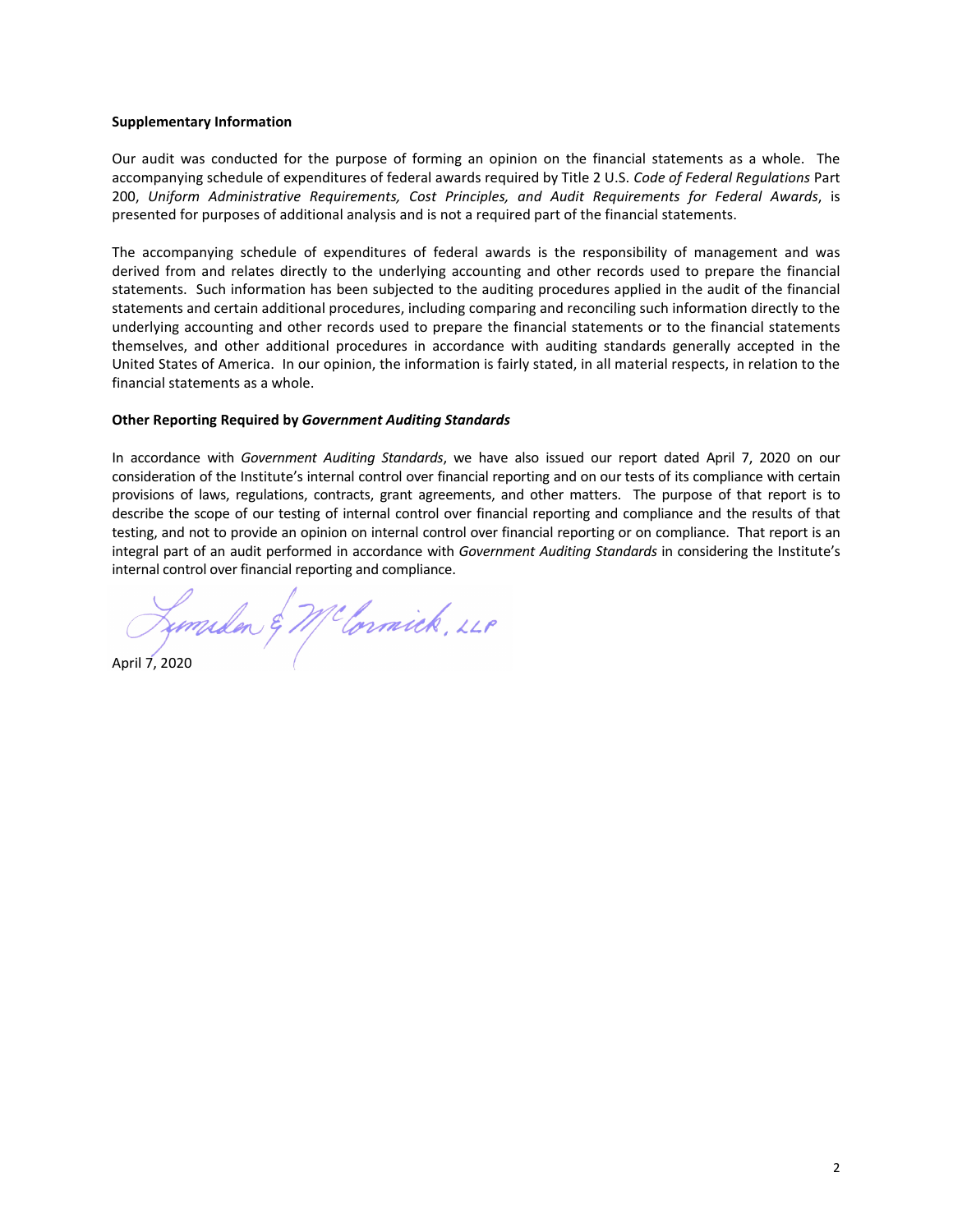**Supplementary Information**

Our audit was conducted for the purpose of forming an opinion on the financial statements as a whole. The accompanying schedule of expenditures of federal awards required by Title 2 U.S. *Code of Federal Regulations* Part 200, *Uniform Administrative Requirements, Cost Principles, and Audit Requirements for Federal Awards*, is presented for purposes of additional analysis and is not a required part of the financial statements.

The accompanying schedule of expenditures of federal awards is the responsibility of management and was derived from and relates directly to the underlying accounting and other records used to prepare the financial statements. Such information has been subjected to the auditing procedures applied in the audit of the financial statements and certain additional procedures, including comparing and reconciling such information directly to the underlying accounting and other records used to prepare the financial statements or to the financial statements themselves, and other additional procedures in accordance with auditing standards generally accepted in the United States of America. In our opinion, the information is fairly stated, in all material respects, in relation to the financial statements as a whole.

**Other Reporting Required by *Government Auditing Standards***

In accordance with *Government Auditing Standards*, we have also issued our report dated April 7, 2020 on our consideration of the Institute's internal control over financial reporting and on our tests of its compliance with certain provisions of laws, regulations, contracts, grant agreements, and other matters. The purpose of that report is to describe the scope of our testing of internal control over financial reporting and compliance and the results of that testing, and not to provide an opinion on internal control over financial reporting or on compliance. That report is an integral part of an audit performed in accordance with *Government Auditing Standards* in considering the Institute's internal control over financial reporting and compliance.

Lumsden & McCormick, LLP

April 7, 2020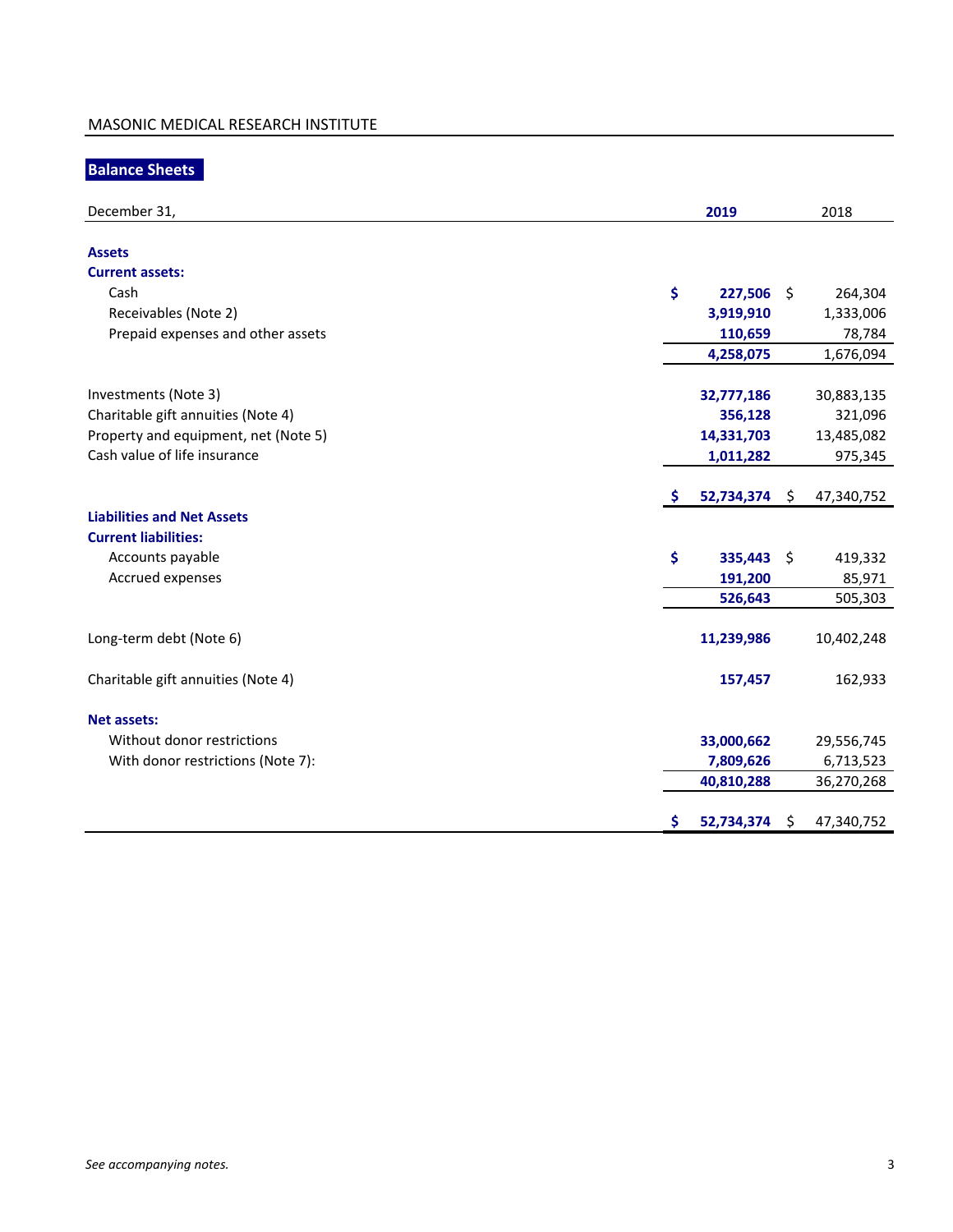MASONIC MEDICAL RESEARCH INSTITUTE

## Balance Sheets

| December 31, | 2019 | 2018 |
|---|---|---|
| **Assets** | | |
| **Current assets:** | | |
| Cash | $ 227,506 | $ 264,304 |
| Receivables (Note 2) | 3,919,910 | 1,333,006 |
| Prepaid expenses and other assets | 110,659 | 78,784 |
| | 4,258,075 | 1,676,094 |
| Investments (Note 3) | 32,777,186 | 30,883,135 |
| Charitable gift annuities (Note 4) | 356,128 | 321,096 |
| Property and equipment, net (Note 5) | 14,331,703 | 13,485,082 |
| Cash value of life insurance | 1,011,282 | 975,345 |
| | $ 52,734,374 | $ 47,340,752 |
| **Liabilities and Net Assets** | | |
| **Current liabilities:** | | |
| Accounts payable | $ 335,443 | $ 419,332 |
| Accrued expenses | 191,200 | 85,971 |
| | 526,643 | 505,303 |
| Long-term debt (Note 6) | 11,239,986 | 10,402,248 |
| Charitable gift annuities (Note 4) | 157,457 | 162,933 |
| **Net assets:** | | |
| Without donor restrictions | 33,000,662 | 29,556,745 |
| With donor restrictions (Note 7): | 7,809,626 | 6,713,523 |
| | 40,810,288 | 36,270,268 |
| | $ 52,734,374 | $ 47,340,752 |

*See accompanying notes.*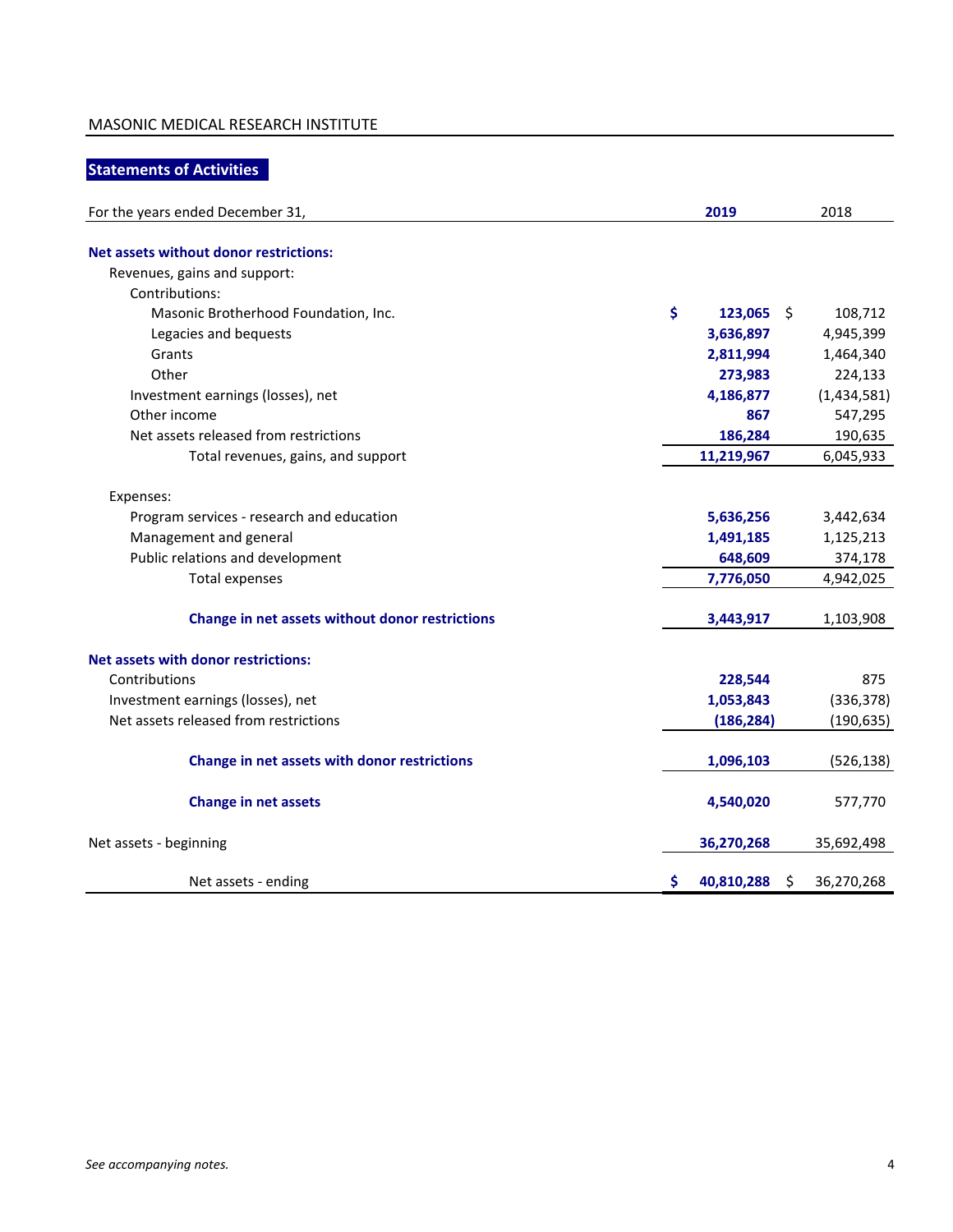MASONIC MEDICAL RESEARCH INSTITUTE

## Statements of Activities

| For the years ended December 31, | 2019 | 2018 |
|---|---|---|
| **Net assets without donor restrictions:** | | |
| Revenues, gains and support: | | |
| Contributions: | | |
| Masonic Brotherhood Foundation, Inc. | $ 123,065 | $ 108,712 |
| Legacies and bequests | 3,636,897 | 4,945,399 |
| Grants | 2,811,994 | 1,464,340 |
| Other | 273,983 | 224,133 |
| Investment earnings (losses), net | 4,186,877 | (1,434,581) |
| Other income | 867 | 547,295 |
| Net assets released from restrictions | 186,284 | 190,635 |
| Total revenues, gains, and support | 11,219,967 | 6,045,933 |
| Expenses: | | |
| Program services - research and education | 5,636,256 | 3,442,634 |
| Management and general | 1,491,185 | 1,125,213 |
| Public relations and development | 648,609 | 374,178 |
| Total expenses | 7,776,050 | 4,942,025 |
| **Change in net assets without donor restrictions** | 3,443,917 | 1,103,908 |
| **Net assets with donor restrictions:** | | |
| Contributions | 228,544 | 875 |
| Investment earnings (losses), net | 1,053,843 | (336,378) |
| Net assets released from restrictions | (186,284) | (190,635) |
| **Change in net assets with donor restrictions** | 1,096,103 | (526,138) |
| **Change in net assets** | 4,540,020 | 577,770 |
| Net assets - beginning | 36,270,268 | 35,692,498 |
| Net assets - ending | $ 40,810,288 | $ 36,270,268 |

*See accompanying notes.*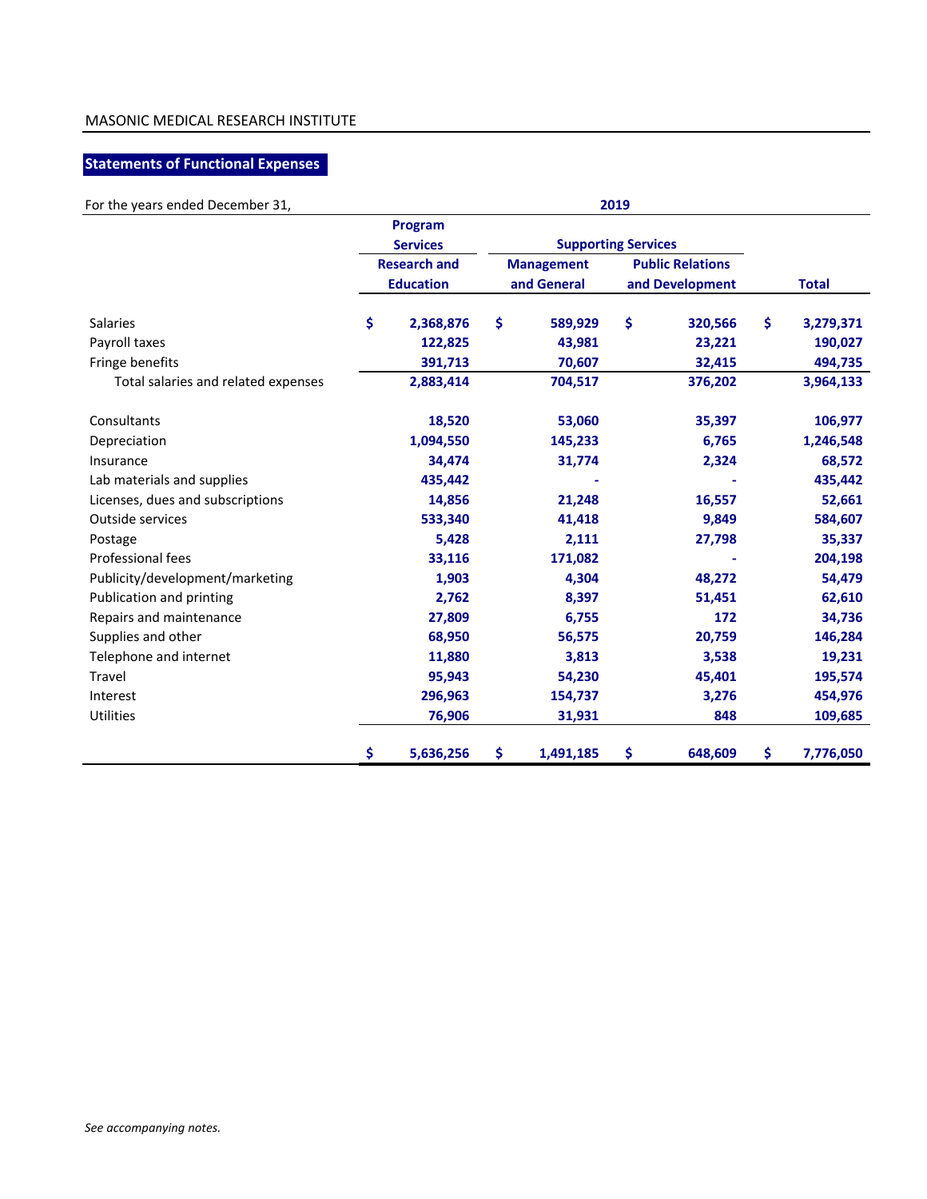MASONIC MEDICAL RESEARCH INSTITUTE

## Statements of Functional Expenses

| For the years ended December 31, | 2019 | | | |
|---|---|---|---|---|
| | Program Services | Supporting Services | | |
| | Research and Education | Management and General | Public Relations and Development | Total |
| Salaries | $ 2,368,876 | $ 589,929 | $ 320,566 | $ 3,279,371 |
| Payroll taxes | 122,825 | 43,981 | 23,221 | 190,027 |
| Fringe benefits | 391,713 | 70,607 | 32,415 | 494,735 |
| Total salaries and related expenses | 2,883,414 | 704,517 | 376,202 | 3,964,133 |
| Consultants | 18,520 | 53,060 | 35,397 | 106,977 |
| Depreciation | 1,094,550 | 145,233 | 6,765 | 1,246,548 |
| Insurance | 34,474 | 31,774 | 2,324 | 68,572 |
| Lab materials and supplies | 435,442 | - | - | 435,442 |
| Licenses, dues and subscriptions | 14,856 | 21,248 | 16,557 | 52,661 |
| Outside services | 533,340 | 41,418 | 9,849 | 584,607 |
| Postage | 5,428 | 2,111 | 27,798 | 35,337 |
| Professional fees | 33,116 | 171,082 | - | 204,198 |
| Publicity/development/marketing | 1,903 | 4,304 | 48,272 | 54,479 |
| Publication and printing | 2,762 | 8,397 | 51,451 | 62,610 |
| Repairs and maintenance | 27,809 | 6,755 | 172 | 34,736 |
| Supplies and other | 68,950 | 56,575 | 20,759 | 146,284 |
| Telephone and internet | 11,880 | 3,813 | 3,538 | 19,231 |
| Travel | 95,943 | 54,230 | 45,401 | 195,574 |
| Interest | 296,963 | 154,737 | 3,276 | 454,976 |
| Utilities | 76,906 | 31,931 | 848 | 109,685 |
| | $ 5,636,256 | $ 1,491,185 | $ 648,609 | $ 7,776,050 |

*See accompanying notes.*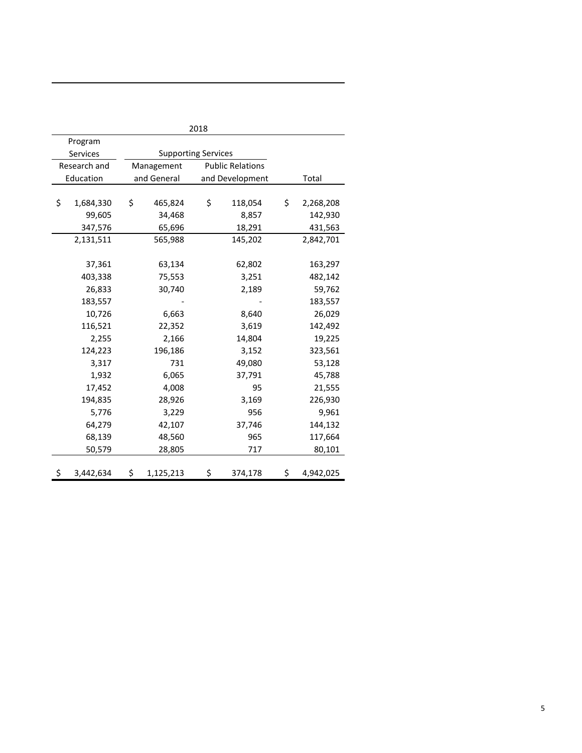| 2018 | | | |
| --- | --- | --- | --- |
| Program Services | Supporting Services | | |
| Research and Education | Management and General | Public Relations and Development | Total |
| $ 1,684,330 | $ 465,824 | $ 118,054 | $ 2,268,208 |
| 99,605 | 34,468 | 8,857 | 142,930 |
| 347,576 | 65,696 | 18,291 | 431,563 |
| 2,131,511 | 565,988 | 145,202 | 2,842,701 |
| | | | |
| 37,361 | 63,134 | 62,802 | 163,297 |
| 403,338 | 75,553 | 3,251 | 482,142 |
| 26,833 | 30,740 | 2,189 | 59,762 |
| 183,557 | - | - | 183,557 |
| 10,726 | 6,663 | 8,640 | 26,029 |
| 116,521 | 22,352 | 3,619 | 142,492 |
| 2,255 | 2,166 | 14,804 | 19,225 |
| 124,223 | 196,186 | 3,152 | 323,561 |
| 3,317 | 731 | 49,080 | 53,128 |
| 1,932 | 6,065 | 37,791 | 45,788 |
| 17,452 | 4,008 | 95 | 21,555 |
| 194,835 | 28,926 | 3,169 | 226,930 |
| 5,776 | 3,229 | 956 | 9,961 |
| 64,279 | 42,107 | 37,746 | 144,132 |
| 68,139 | 48,560 | 965 | 117,664 |
| 50,579 | 28,805 | 717 | 80,101 |
| | | | |
| $ 3,442,634 | $ 1,125,213 | $ 374,178 | $ 4,942,025 |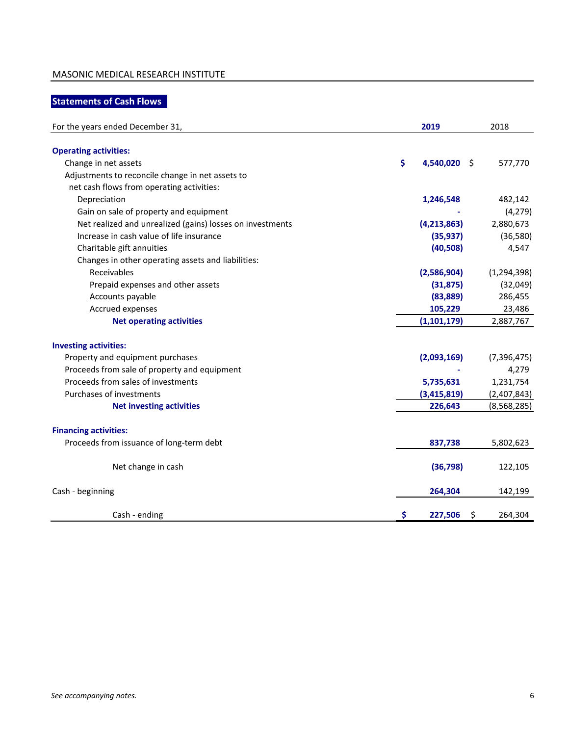MASONIC MEDICAL RESEARCH INSTITUTE

## Statements of Cash Flows

| For the years ended December 31, | 2019 | 2018 |
|---|---|---|
| **Operating activities:** | | |
| Change in net assets | $ 4,540,020 | $ 577,770 |
| Adjustments to reconcile change in net assets to net cash flows from operating activities: | | |
| Depreciation | 1,246,548 | 482,142 |
| Gain on sale of property and equipment | - | (4,279) |
| Net realized and unrealized (gains) losses on investments | (4,213,863) | 2,880,673 |
| Increase in cash value of life insurance | (35,937) | (36,580) |
| Charitable gift annuities | (40,508) | 4,547 |
| Changes in other operating assets and liabilities: | | |
| Receivables | (2,586,904) | (1,294,398) |
| Prepaid expenses and other assets | (31,875) | (32,049) |
| Accounts payable | (83,889) | 286,455 |
| Accrued expenses | 105,229 | 23,486 |
| **Net operating activities** | (1,101,179) | 2,887,767 |
| **Investing activities:** | | |
| Property and equipment purchases | (2,093,169) | (7,396,475) |
| Proceeds from sale of property and equipment | - | 4,279 |
| Proceeds from sales of investments | 5,735,631 | 1,231,754 |
| Purchases of investments | (3,415,819) | (2,407,843) |
| **Net investing activities** | 226,643 | (8,568,285) |
| **Financing activities:** | | |
| Proceeds from issuance of long-term debt | 837,738 | 5,802,623 |
| Net change in cash | (36,798) | 122,105 |
| Cash - beginning | 264,304 | 142,199 |
| Cash - ending | $ 227,506 | $ 264,304 |

*See accompanying notes.*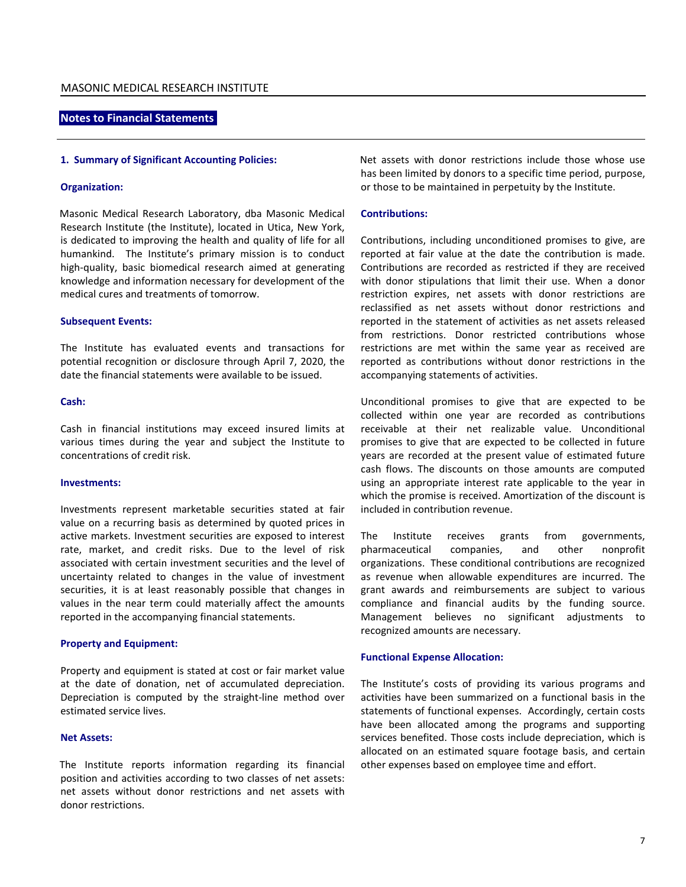## Notes to Financial Statements

### 1. Summary of Significant Accounting Policies:

**Organization:**

Masonic Medical Research Laboratory, dba Masonic Medical Research Institute (the Institute), located in Utica, New York, is dedicated to improving the health and quality of life for all humankind. The Institute's primary mission is to conduct high-quality, basic biomedical research aimed at generating knowledge and information necessary for development of the medical cures and treatments of tomorrow.

**Subsequent Events:**

The Institute has evaluated events and transactions for potential recognition or disclosure through April 7, 2020, the date the financial statements were available to be issued.

**Cash:**

Cash in financial institutions may exceed insured limits at various times during the year and subject the Institute to concentrations of credit risk.

**Investments:**

Investments represent marketable securities stated at fair value on a recurring basis as determined by quoted prices in active markets. Investment securities are exposed to interest rate, market, and credit risks. Due to the level of risk associated with certain investment securities and the level of uncertainty related to changes in the value of investment securities, it is at least reasonably possible that changes in values in the near term could materially affect the amounts reported in the accompanying financial statements.

**Property and Equipment:**

Property and equipment is stated at cost or fair market value at the date of donation, net of accumulated depreciation. Depreciation is computed by the straight-line method over estimated service lives.

**Net Assets:**

The Institute reports information regarding its financial position and activities according to two classes of net assets: net assets without donor restrictions and net assets with donor restrictions.

Net assets with donor restrictions include those whose use has been limited by donors to a specific time period, purpose, or those to be maintained in perpetuity by the Institute.

**Contributions:**

Contributions, including unconditioned promises to give, are reported at fair value at the date the contribution is made. Contributions are recorded as restricted if they are received with donor stipulations that limit their use. When a donor restriction expires, net assets with donor restrictions are reclassified as net assets without donor restrictions and reported in the statement of activities as net assets released from restrictions. Donor restricted contributions whose restrictions are met within the same year as received are reported as contributions without donor restrictions in the accompanying statements of activities.

Unconditional promises to give that are expected to be collected within one year are recorded as contributions receivable at their net realizable value. Unconditional promises to give that are expected to be collected in future years are recorded at the present value of estimated future cash flows. The discounts on those amounts are computed using an appropriate interest rate applicable to the year in which the promise is received. Amortization of the discount is included in contribution revenue.

The Institute receives grants from governments, pharmaceutical companies, and other nonprofit organizations. These conditional contributions are recognized as revenue when allowable expenditures are incurred. The grant awards and reimbursements are subject to various compliance and financial audits by the funding source. Management believes no significant adjustments to recognized amounts are necessary.

**Functional Expense Allocation:**

The Institute's costs of providing its various programs and activities have been summarized on a functional basis in the statements of functional expenses. Accordingly, certain costs have been allocated among the programs and supporting services benefited. Those costs include depreciation, which is allocated on an estimated square footage basis, and certain other expenses based on employee time and effort.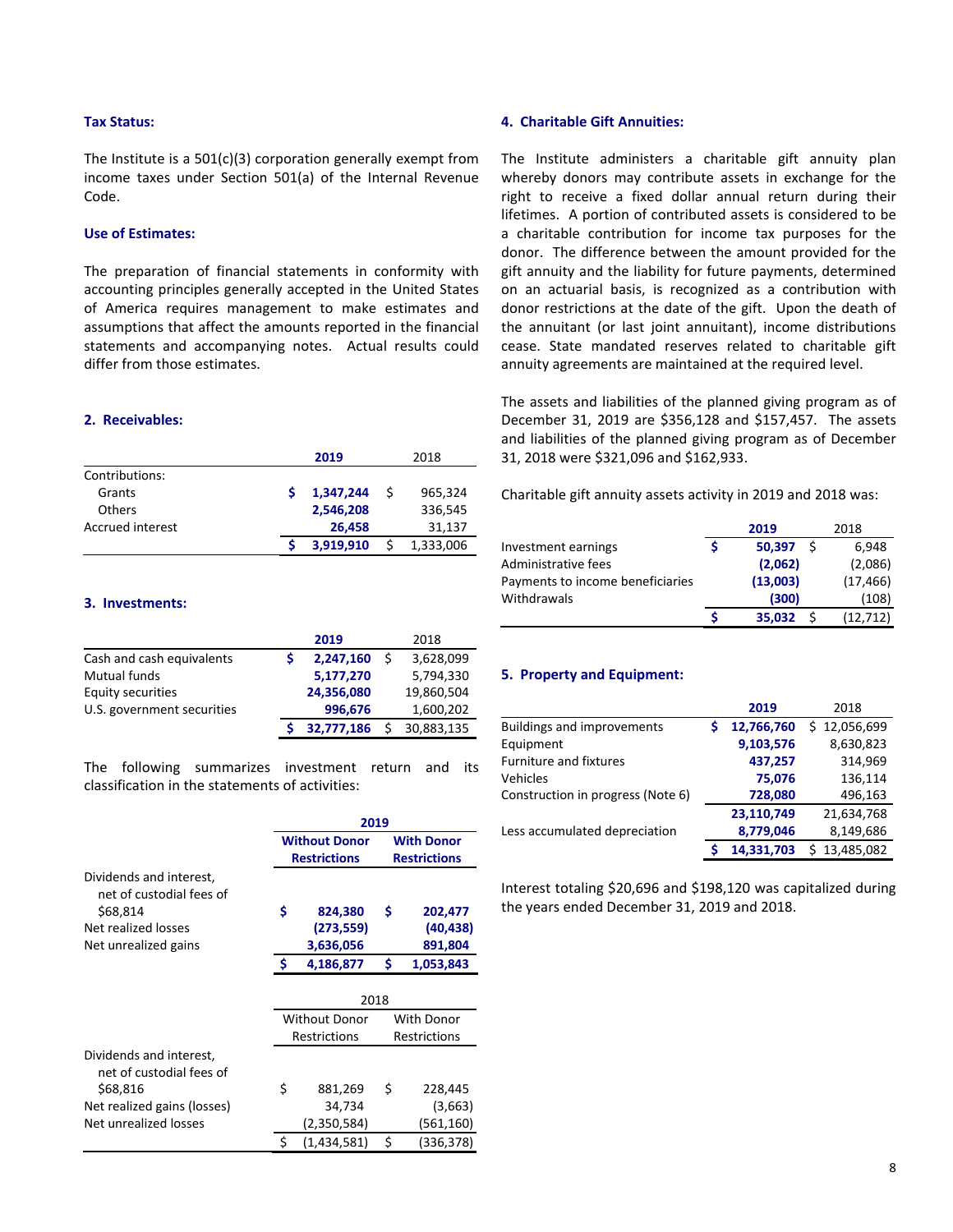### Tax Status:

The Institute is a 501(c)(3) corporation generally exempt from income taxes under Section 501(a) of the Internal Revenue Code.

### Use of Estimates:

The preparation of financial statements in conformity with accounting principles generally accepted in the United States of America requires management to make estimates and assumptions that affect the amounts reported in the financial statements and accompanying notes. Actual results could differ from those estimates.

## 2. Receivables:

| | 2019 | 2018 |
|---|---|---|
| Contributions: | | |
| Grants | $ 1,347,244 | $ 965,324 |
| Others | 2,546,208 | 336,545 |
| Accrued interest | 26,458 | 31,137 |
| | $ 3,919,910 | $ 1,333,006 |

## 3. Investments:

| | 2019 | 2018 |
|---|---|---|
| Cash and cash equivalents | $ 2,247,160 | $ 3,628,099 |
| Mutual funds | 5,177,270 | 5,794,330 |
| Equity securities | 24,356,080 | 19,860,504 |
| U.S. government securities | 996,676 | 1,600,202 |
| | $ 32,777,186 | $ 30,883,135 |

The following summarizes investment return and its classification in the statements of activities:

| | 2019 | |
|---|---|---|
| | Without Donor Restrictions | With Donor Restrictions |
| Dividends and interest, net of custodial fees of $68,814 | $ 824,380 | $ 202,477 |
| Net realized losses | (273,559) | (40,438) |
| Net unrealized gains | 3,636,056 | 891,804 |
| | $ 4,186,877 | $ 1,053,843 |

| | 2018 | |
|---|---|---|
| | Without Donor Restrictions | With Donor Restrictions |
| Dividends and interest, net of custodial fees of $68,816 | $ 881,269 | $ 228,445 |
| Net realized gains (losses) | 34,734 | (3,663) |
| Net unrealized losses | (2,350,584) | (561,160) |
| | $ (1,434,581) | $ (336,378) |

## 4. Charitable Gift Annuities:

The Institute administers a charitable gift annuity plan whereby donors may contribute assets in exchange for the right to receive a fixed dollar annual return during their lifetimes. A portion of contributed assets is considered to be a charitable contribution for income tax purposes for the donor. The difference between the amount provided for the gift annuity and the liability for future payments, determined on an actuarial basis, is recognized as a contribution with donor restrictions at the date of the gift. Upon the death of the annuitant (or last joint annuitant), income distributions cease. State mandated reserves related to charitable gift annuity agreements are maintained at the required level.

The assets and liabilities of the planned giving program as of December 31, 2019 are $356,128 and $157,457. The assets and liabilities of the planned giving program as of December 31, 2018 were $321,096 and $162,933.

Charitable gift annuity assets activity in 2019 and 2018 was:

| | 2019 | 2018 |
|---|---|---|
| Investment earnings | $ 50,397 | $ 6,948 |
| Administrative fees | (2,062) | (2,086) |
| Payments to income beneficiaries | (13,003) | (17,466) |
| Withdrawals | (300) | (108) |
| | $ 35,032 | $ (12,712) |

## 5. Property and Equipment:

| | 2019 | 2018 |
|---|---|---|
| Buildings and improvements | $ 12,766,760 | $ 12,056,699 |
| Equipment | 9,103,576 | 8,630,823 |
| Furniture and fixtures | 437,257 | 314,969 |
| Vehicles | 75,076 | 136,114 |
| Construction in progress (Note 6) | 728,080 | 496,163 |
| | 23,110,749 | 21,634,768 |
| Less accumulated depreciation | 8,779,046 | 8,149,686 |
| | $ 14,331,703 | $ 13,485,082 |

Interest totaling $20,696 and $198,120 was capitalized during the years ended December 31, 2019 and 2018.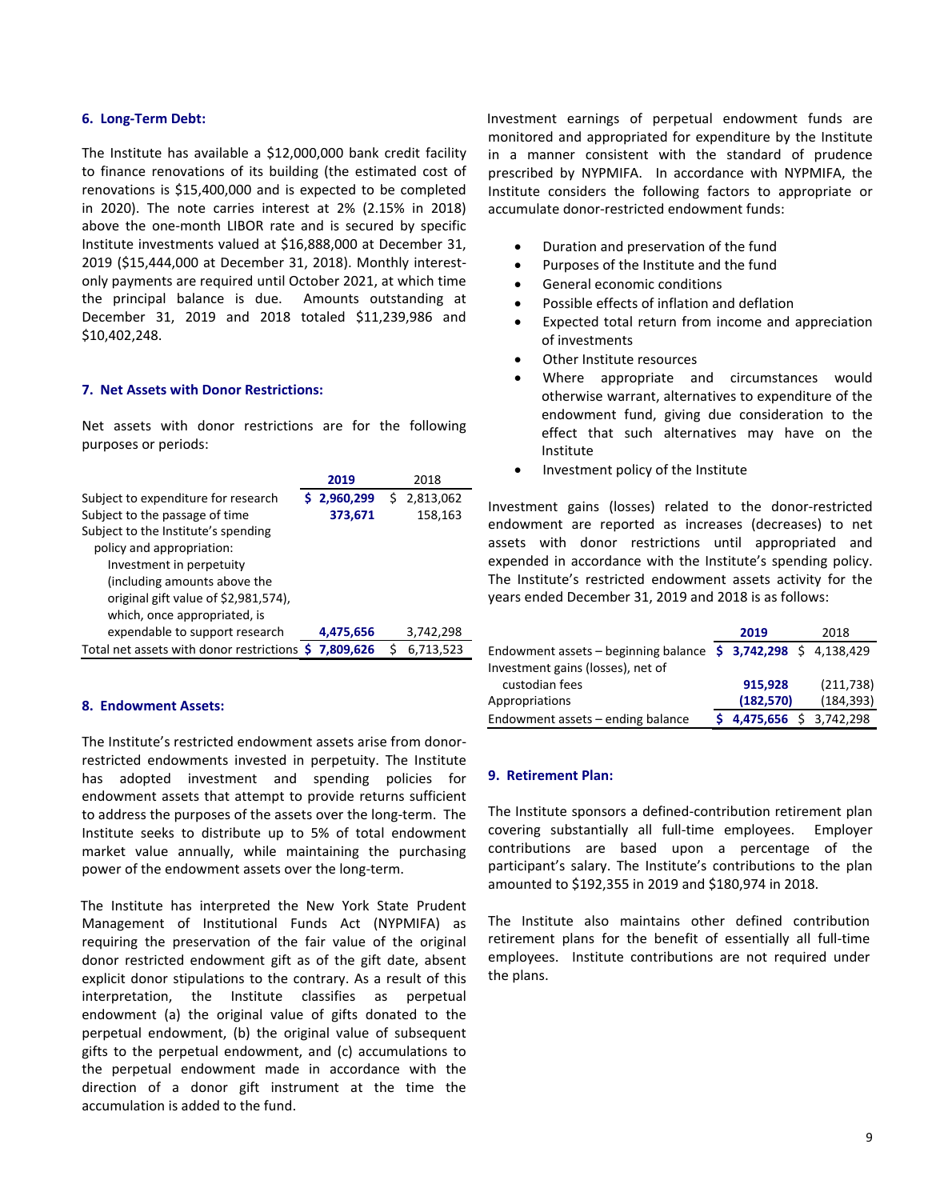## 6. Long-Term Debt:

The Institute has available a $12,000,000 bank credit facility to finance renovations of its building (the estimated cost of renovations is $15,400,000 and is expected to be completed in 2020). The note carries interest at 2% (2.15% in 2018) above the one-month LIBOR rate and is secured by specific Institute investments valued at $16,888,000 at December 31, 2019 ($15,444,000 at December 31, 2018). Monthly interest-only payments are required until October 2021, at which time the principal balance is due. Amounts outstanding at December 31, 2019 and 2018 totaled $11,239,986 and $10,402,248.

## 7. Net Assets with Donor Restrictions:

Net assets with donor restrictions are for the following purposes or periods:

| | 2019 | 2018 |
|---|---|---|
| Subject to expenditure for research | $ 2,960,299 | $ 2,813,062 |
| Subject to the passage of time | 373,671 | 158,163 |
| Subject to the Institute's spending policy and appropriation: | | |
| Investment in perpetuity (including amounts above the original gift value of $2,981,574), which, once appropriated, is expendable to support research | 4,475,656 | 3,742,298 |
| Total net assets with donor restrictions | $ 7,809,626 | $ 6,713,523 |

## 8. Endowment Assets:

The Institute's restricted endowment assets arise from donor-restricted endowments invested in perpetuity. The Institute has adopted investment and spending policies for endowment assets that attempt to provide returns sufficient to address the purposes of the assets over the long-term. The Institute seeks to distribute up to 5% of total endowment market value annually, while maintaining the purchasing power of the endowment assets over the long-term.

The Institute has interpreted the New York State Prudent Management of Institutional Funds Act (NYPMIFA) as requiring the preservation of the fair value of the original donor restricted endowment gift as of the gift date, absent explicit donor stipulations to the contrary. As a result of this interpretation, the Institute classifies as perpetual endowment (a) the original value of gifts donated to the perpetual endowment, (b) the original value of subsequent gifts to the perpetual endowment, and (c) accumulations to the perpetual endowment made in accordance with the direction of a donor gift instrument at the time the accumulation is added to the fund.

Investment earnings of perpetual endowment funds are monitored and appropriated for expenditure by the Institute in a manner consistent with the standard of prudence prescribed by NYPMIFA. In accordance with NYPMIFA, the Institute considers the following factors to appropriate or accumulate donor-restricted endowment funds:

- Duration and preservation of the fund
- Purposes of the Institute and the fund
- General economic conditions
- Possible effects of inflation and deflation
- Expected total return from income and appreciation of investments
- Other Institute resources
- Where appropriate and circumstances would otherwise warrant, alternatives to expenditure of the endowment fund, giving due consideration to the effect that such alternatives may have on the Institute
- Investment policy of the Institute

Investment gains (losses) related to the donor-restricted endowment are reported as increases (decreases) to net assets with donor restrictions until appropriated and expended in accordance with the Institute's spending policy. The Institute's restricted endowment assets activity for the years ended December 31, 2019 and 2018 is as follows:

| | 2019 | 2018 |
|---|---|---|
| Endowment assets – beginning balance | $ 3,742,298 | $ 4,138,429 |
| Investment gains (losses), net of custodian fees | 915,928 | (211,738) |
| Appropriations | (182,570) | (184,393) |
| Endowment assets – ending balance | $ 4,475,656 | $ 3,742,298 |

## 9. Retirement Plan:

The Institute sponsors a defined-contribution retirement plan covering substantially all full-time employees. Employer contributions are based upon a percentage of the participant's salary. The Institute's contributions to the plan amounted to $192,355 in 2019 and $180,974 in 2018.

The Institute also maintains other defined contribution retirement plans for the benefit of essentially all full-time employees. Institute contributions are not required under the plans.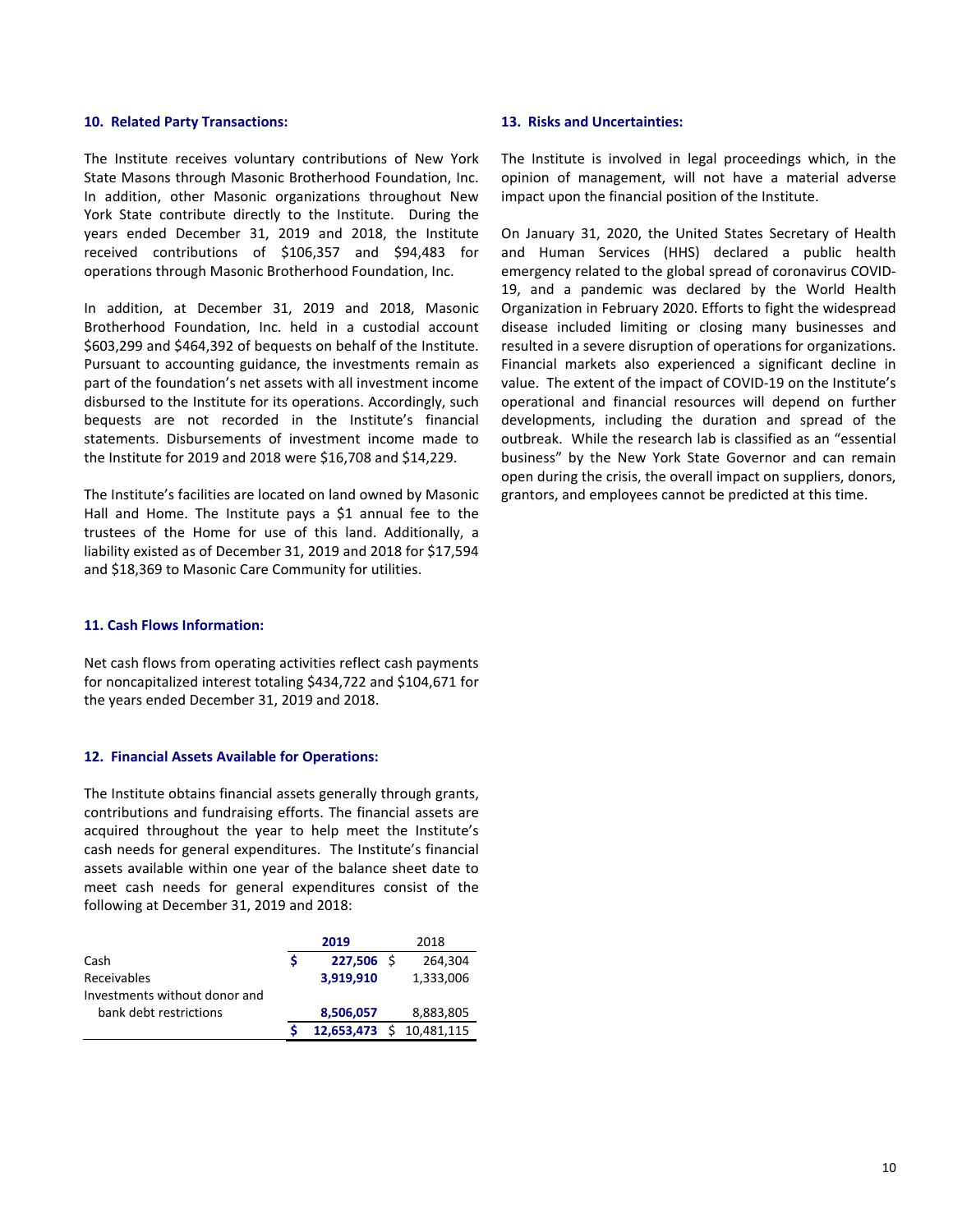### 10. Related Party Transactions:

The Institute receives voluntary contributions of New York State Masons through Masonic Brotherhood Foundation, Inc. In addition, other Masonic organizations throughout New York State contribute directly to the Institute. During the years ended December 31, 2019 and 2018, the Institute received contributions of $106,357 and $94,483 for operations through Masonic Brotherhood Foundation, Inc.

In addition, at December 31, 2019 and 2018, Masonic Brotherhood Foundation, Inc. held in a custodial account $603,299 and $464,392 of bequests on behalf of the Institute. Pursuant to accounting guidance, the investments remain as part of the foundation's net assets with all investment income disbursed to the Institute for its operations. Accordingly, such bequests are not recorded in the Institute's financial statements. Disbursements of investment income made to the Institute for 2019 and 2018 were $16,708 and $14,229.

The Institute's facilities are located on land owned by Masonic Hall and Home. The Institute pays a $1 annual fee to the trustees of the Home for use of this land. Additionally, a liability existed as of December 31, 2019 and 2018 for $17,594 and $18,369 to Masonic Care Community for utilities.

### 11. Cash Flows Information:

Net cash flows from operating activities reflect cash payments for noncapitalized interest totaling $434,722 and $104,671 for the years ended December 31, 2019 and 2018.

### 12. Financial Assets Available for Operations:

The Institute obtains financial assets generally through grants, contributions and fundraising efforts. The financial assets are acquired throughout the year to help meet the Institute's cash needs for general expenditures. The Institute's financial assets available within one year of the balance sheet date to meet cash needs for general expenditures consist of the following at December 31, 2019 and 2018:

| | 2019 | 2018 |
|---|---|---|
| Cash | $ 227,506 | $ 264,304 |
| Receivables | 3,919,910 | 1,333,006 |
| Investments without donor and bank debt restrictions | 8,506,057 | 8,883,805 |
| | $ 12,653,473 | $ 10,481,115 |

### 13. Risks and Uncertainties:

The Institute is involved in legal proceedings which, in the opinion of management, will not have a material adverse impact upon the financial position of the Institute.

On January 31, 2020, the United States Secretary of Health and Human Services (HHS) declared a public health emergency related to the global spread of coronavirus COVID-19, and a pandemic was declared by the World Health Organization in February 2020. Efforts to fight the widespread disease included limiting or closing many businesses and resulted in a severe disruption of operations for organizations. Financial markets also experienced a significant decline in value. The extent of the impact of COVID-19 on the Institute's operational and financial resources will depend on further developments, including the duration and spread of the outbreak. While the research lab is classified as an "essential business" by the New York State Governor and can remain open during the crisis, the overall impact on suppliers, donors, grantors, and employees cannot be predicted at this time.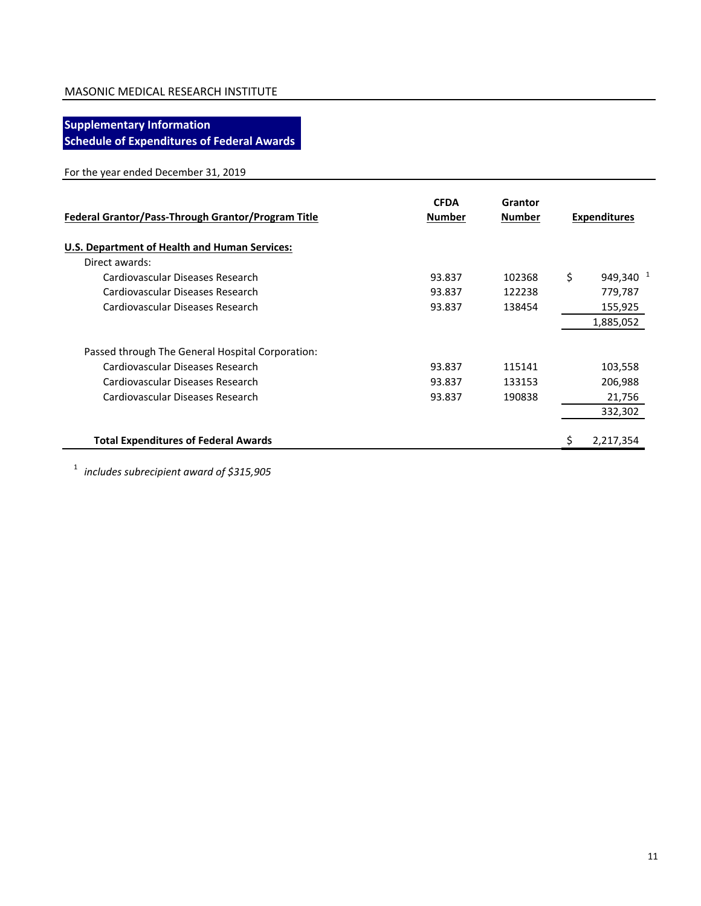MASONIC MEDICAL RESEARCH INSTITUTE

## Supplementary Information
## Schedule of Expenditures of Federal Awards

For the year ended December 31, 2019

| Federal Grantor/Pass-Through Grantor/Program Title | CFDA Number | Grantor Number | Expenditures |
|---|---|---|---|
| **U.S. Department of Health and Human Services:** | | | |
| Direct awards: | | | |
| Cardiovascular Diseases Research | 93.837 | 102368 | $ 949,340 [1] |
| Cardiovascular Diseases Research | 93.837 | 122238 | 779,787 |
| Cardiovascular Diseases Research | 93.837 | 138454 | 155,925 |
| | | | 1,885,052 |
| Passed through The General Hospital Corporation: | | | |
| Cardiovascular Diseases Research | 93.837 | 115141 | 103,558 |
| Cardiovascular Diseases Research | 93.837 | 133153 | 206,988 |
| Cardiovascular Diseases Research | 93.837 | 190838 | 21,756 |
| | | | 332,302 |
| **Total Expenditures of Federal Awards** | | | $ 2,217,354 |

[1] *includes subrecipient award of $315,905*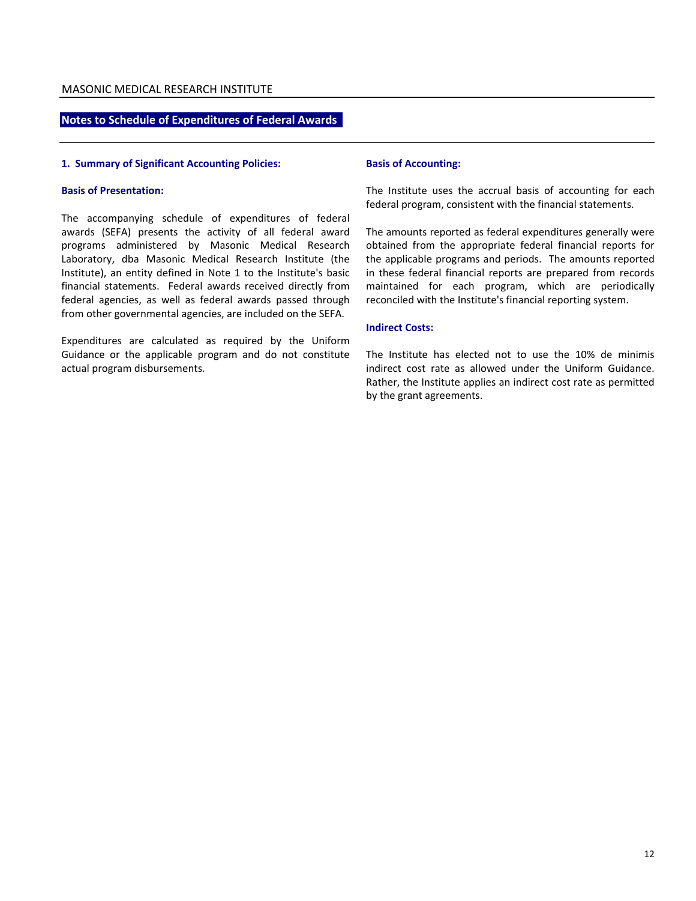## Notes to Schedule of Expenditures of Federal Awards

### 1. Summary of Significant Accounting Policies:

#### Basis of Presentation:

The accompanying schedule of expenditures of federal awards (SEFA) presents the activity of all federal award programs administered by Masonic Medical Research Laboratory, dba Masonic Medical Research Institute (the Institute), an entity defined in Note 1 to the Institute's basic financial statements. Federal awards received directly from federal agencies, as well as federal awards passed through from other governmental agencies, are included on the SEFA.

Expenditures are calculated as required by the Uniform Guidance or the applicable program and do not constitute actual program disbursements.

#### Basis of Accounting:

The Institute uses the accrual basis of accounting for each federal program, consistent with the financial statements.

The amounts reported as federal expenditures generally were obtained from the appropriate federal financial reports for the applicable programs and periods. The amounts reported in these federal financial reports are prepared from records maintained for each program, which are periodically reconciled with the Institute's financial reporting system.

#### Indirect Costs:

The Institute has elected not to use the 10% de minimis indirect cost rate as allowed under the Uniform Guidance. Rather, the Institute applies an indirect cost rate as permitted by the grant agreements.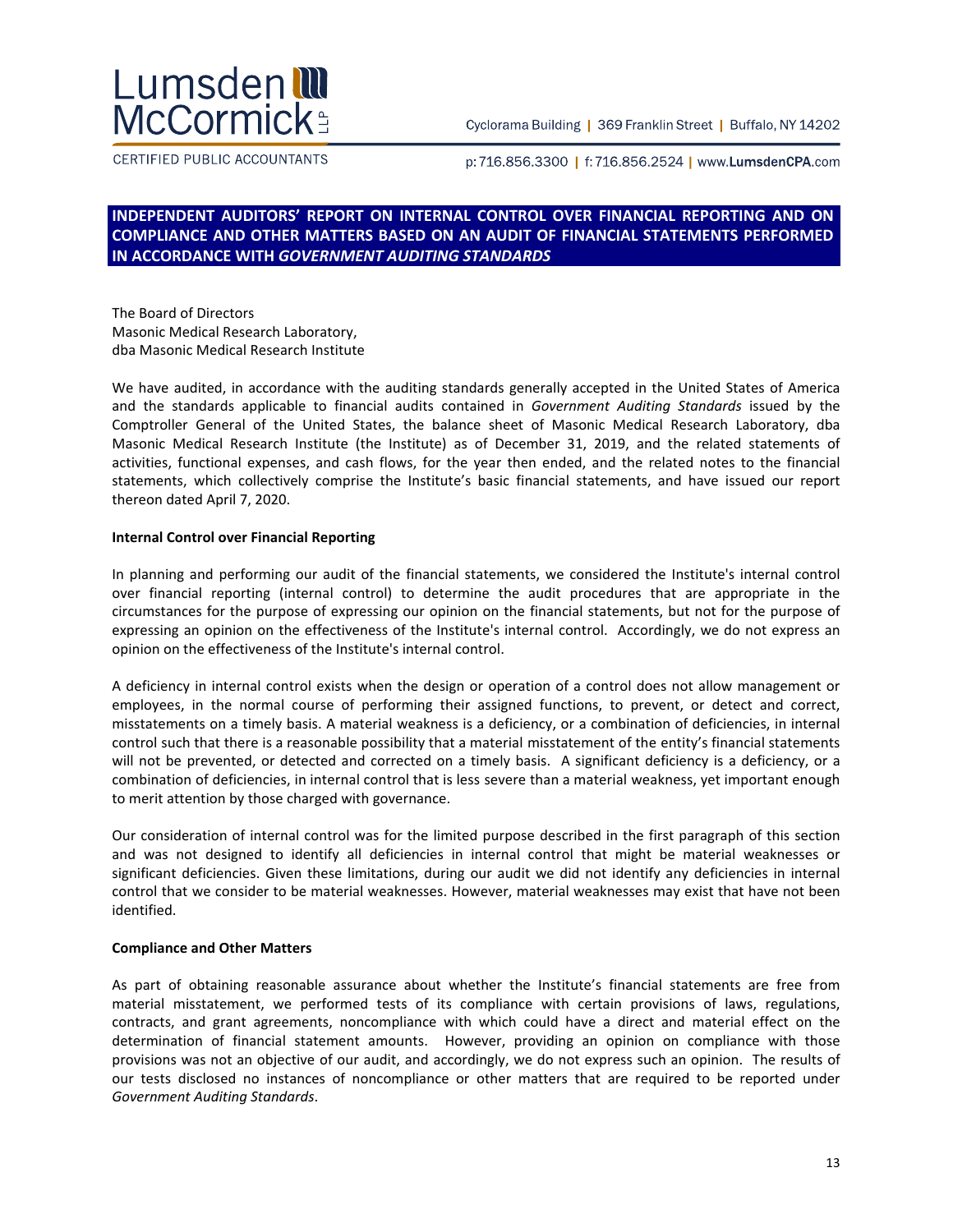Lumsden McCormick LLP

CERTIFIED PUBLIC ACCOUNTANTS

Cyclorama Building | 369 Franklin Street | Buffalo, NY 14202

p: 716.856.3300 | f: 716.856.2524 | www.LumsdenCPA.com

## INDEPENDENT AUDITORS' REPORT ON INTERNAL CONTROL OVER FINANCIAL REPORTING AND ON COMPLIANCE AND OTHER MATTERS BASED ON AN AUDIT OF FINANCIAL STATEMENTS PERFORMED IN ACCORDANCE WITH *GOVERNMENT AUDITING STANDARDS*

The Board of Directors
Masonic Medical Research Laboratory,
dba Masonic Medical Research Institute

We have audited, in accordance with the auditing standards generally accepted in the United States of America and the standards applicable to financial audits contained in *Government Auditing Standards* issued by the Comptroller General of the United States, the balance sheet of Masonic Medical Research Laboratory, dba Masonic Medical Research Institute (the Institute) as of December 31, 2019, and the related statements of activities, functional expenses, and cash flows, for the year then ended, and the related notes to the financial statements, which collectively comprise the Institute's basic financial statements, and have issued our report thereon dated April 7, 2020.

**Internal Control over Financial Reporting**

In planning and performing our audit of the financial statements, we considered the Institute's internal control over financial reporting (internal control) to determine the audit procedures that are appropriate in the circumstances for the purpose of expressing our opinion on the financial statements, but not for the purpose of expressing an opinion on the effectiveness of the Institute's internal control. Accordingly, we do not express an opinion on the effectiveness of the Institute's internal control.

A deficiency in internal control exists when the design or operation of a control does not allow management or employees, in the normal course of performing their assigned functions, to prevent, or detect and correct, misstatements on a timely basis. A material weakness is a deficiency, or a combination of deficiencies, in internal control such that there is a reasonable possibility that a material misstatement of the entity's financial statements will not be prevented, or detected and corrected on a timely basis. A significant deficiency is a deficiency, or a combination of deficiencies, in internal control that is less severe than a material weakness, yet important enough to merit attention by those charged with governance.

Our consideration of internal control was for the limited purpose described in the first paragraph of this section and was not designed to identify all deficiencies in internal control that might be material weaknesses or significant deficiencies. Given these limitations, during our audit we did not identify any deficiencies in internal control that we consider to be material weaknesses. However, material weaknesses may exist that have not been identified.

**Compliance and Other Matters**

As part of obtaining reasonable assurance about whether the Institute's financial statements are free from material misstatement, we performed tests of its compliance with certain provisions of laws, regulations, contracts, and grant agreements, noncompliance with which could have a direct and material effect on the determination of financial statement amounts. However, providing an opinion on compliance with those provisions was not an objective of our audit, and accordingly, we do not express such an opinion. The results of our tests disclosed no instances of noncompliance or other matters that are required to be reported under *Government Auditing Standards*.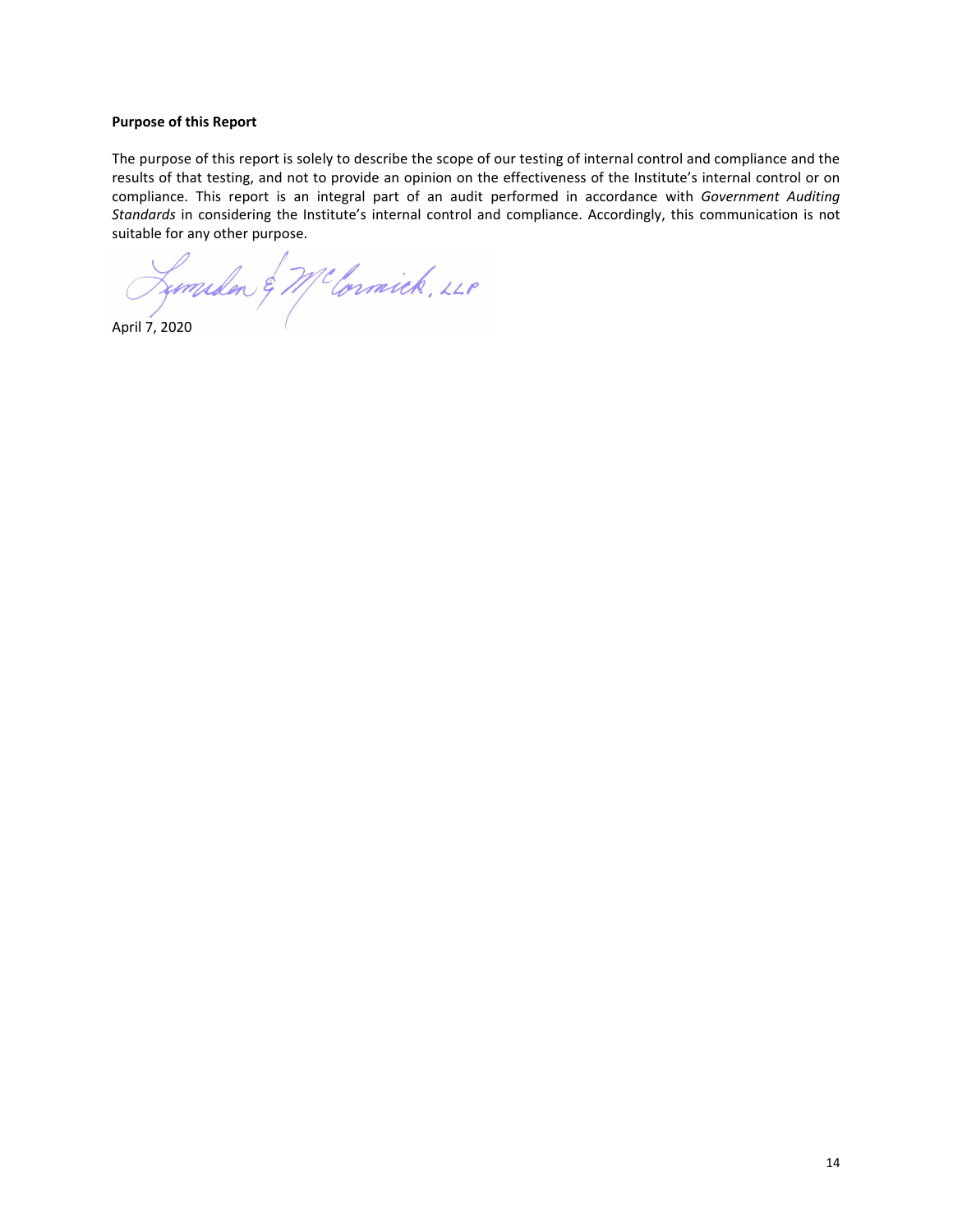**Purpose of this Report**

The purpose of this report is solely to describe the scope of our testing of internal control and compliance and the results of that testing, and not to provide an opinion on the effectiveness of the Institute's internal control or on compliance. This report is an integral part of an audit performed in accordance with *Government Auditing Standards* in considering the Institute's internal control and compliance. Accordingly, this communication is not suitable for any other purpose.

Lumsden & McCormick, LLP

April 7, 2020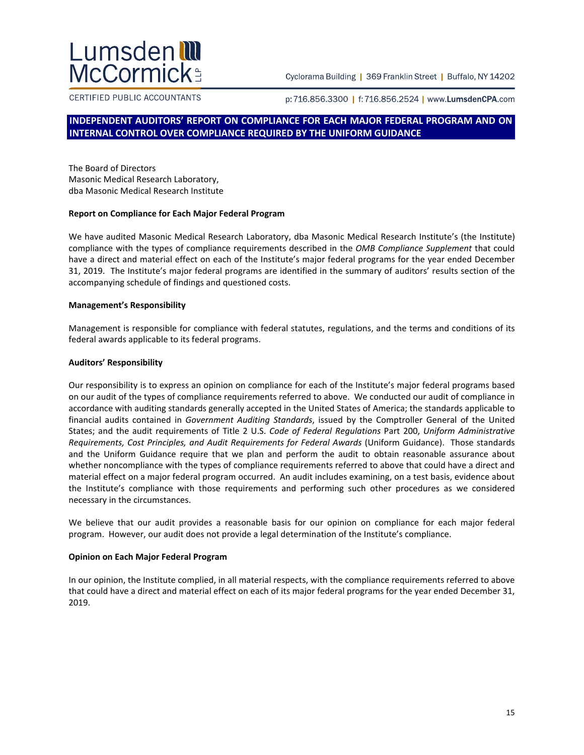Lumsden McCormick LLP

CERTIFIED PUBLIC ACCOUNTANTS

Cyclorama Building | 369 Franklin Street | Buffalo, NY 14202

p: 716.856.3300 | f: 716.856.2524 | www.LumsdenCPA.com

# INDEPENDENT AUDITORS' REPORT ON COMPLIANCE FOR EACH MAJOR FEDERAL PROGRAM AND ON INTERNAL CONTROL OVER COMPLIANCE REQUIRED BY THE UNIFORM GUIDANCE

The Board of Directors
Masonic Medical Research Laboratory,
dba Masonic Medical Research Institute

**Report on Compliance for Each Major Federal Program**

We have audited Masonic Medical Research Laboratory, dba Masonic Medical Research Institute's (the Institute) compliance with the types of compliance requirements described in the *OMB Compliance Supplement* that could have a direct and material effect on each of the Institute's major federal programs for the year ended December 31, 2019. The Institute's major federal programs are identified in the summary of auditors' results section of the accompanying schedule of findings and questioned costs.

**Management's Responsibility**

Management is responsible for compliance with federal statutes, regulations, and the terms and conditions of its federal awards applicable to its federal programs.

**Auditors' Responsibility**

Our responsibility is to express an opinion on compliance for each of the Institute's major federal programs based on our audit of the types of compliance requirements referred to above. We conducted our audit of compliance in accordance with auditing standards generally accepted in the United States of America; the standards applicable to financial audits contained in *Government Auditing Standards*, issued by the Comptroller General of the United States; and the audit requirements of Title 2 U.S. *Code of Federal Regulations* Part 200, *Uniform Administrative Requirements, Cost Principles, and Audit Requirements for Federal Awards* (Uniform Guidance). Those standards and the Uniform Guidance require that we plan and perform the audit to obtain reasonable assurance about whether noncompliance with the types of compliance requirements referred to above that could have a direct and material effect on a major federal program occurred. An audit includes examining, on a test basis, evidence about the Institute's compliance with those requirements and performing such other procedures as we considered necessary in the circumstances.

We believe that our audit provides a reasonable basis for our opinion on compliance for each major federal program. However, our audit does not provide a legal determination of the Institute's compliance.

**Opinion on Each Major Federal Program**

In our opinion, the Institute complied, in all material respects, with the compliance requirements referred to above that could have a direct and material effect on each of its major federal programs for the year ended December 31, 2019.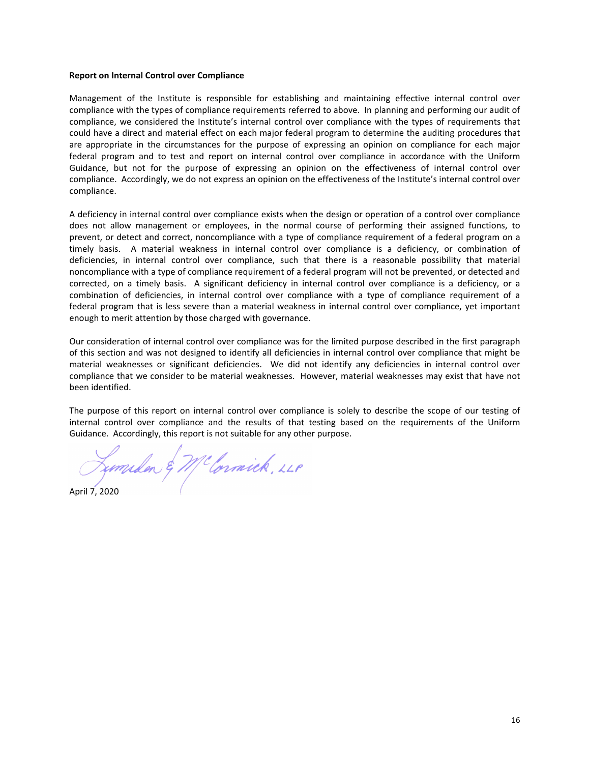**Report on Internal Control over Compliance**

Management of the Institute is responsible for establishing and maintaining effective internal control over compliance with the types of compliance requirements referred to above. In planning and performing our audit of compliance, we considered the Institute's internal control over compliance with the types of requirements that could have a direct and material effect on each major federal program to determine the auditing procedures that are appropriate in the circumstances for the purpose of expressing an opinion on compliance for each major federal program and to test and report on internal control over compliance in accordance with the Uniform Guidance, but not for the purpose of expressing an opinion on the effectiveness of internal control over compliance. Accordingly, we do not express an opinion on the effectiveness of the Institute's internal control over compliance.

A deficiency in internal control over compliance exists when the design or operation of a control over compliance does not allow management or employees, in the normal course of performing their assigned functions, to prevent, or detect and correct, noncompliance with a type of compliance requirement of a federal program on a timely basis. A material weakness in internal control over compliance is a deficiency, or combination of deficiencies, in internal control over compliance, such that there is a reasonable possibility that material noncompliance with a type of compliance requirement of a federal program will not be prevented, or detected and corrected, on a timely basis. A significant deficiency in internal control over compliance is a deficiency, or a combination of deficiencies, in internal control over compliance with a type of compliance requirement of a federal program that is less severe than a material weakness in internal control over compliance, yet important enough to merit attention by those charged with governance.

Our consideration of internal control over compliance was for the limited purpose described in the first paragraph of this section and was not designed to identify all deficiencies in internal control over compliance that might be material weaknesses or significant deficiencies. We did not identify any deficiencies in internal control over compliance that we consider to be material weaknesses. However, material weaknesses may exist that have not been identified.

The purpose of this report on internal control over compliance is solely to describe the scope of our testing of internal control over compliance and the results of that testing based on the requirements of the Uniform Guidance. Accordingly, this report is not suitable for any other purpose.

Lumsden & McCormick, LLP

April 7, 2020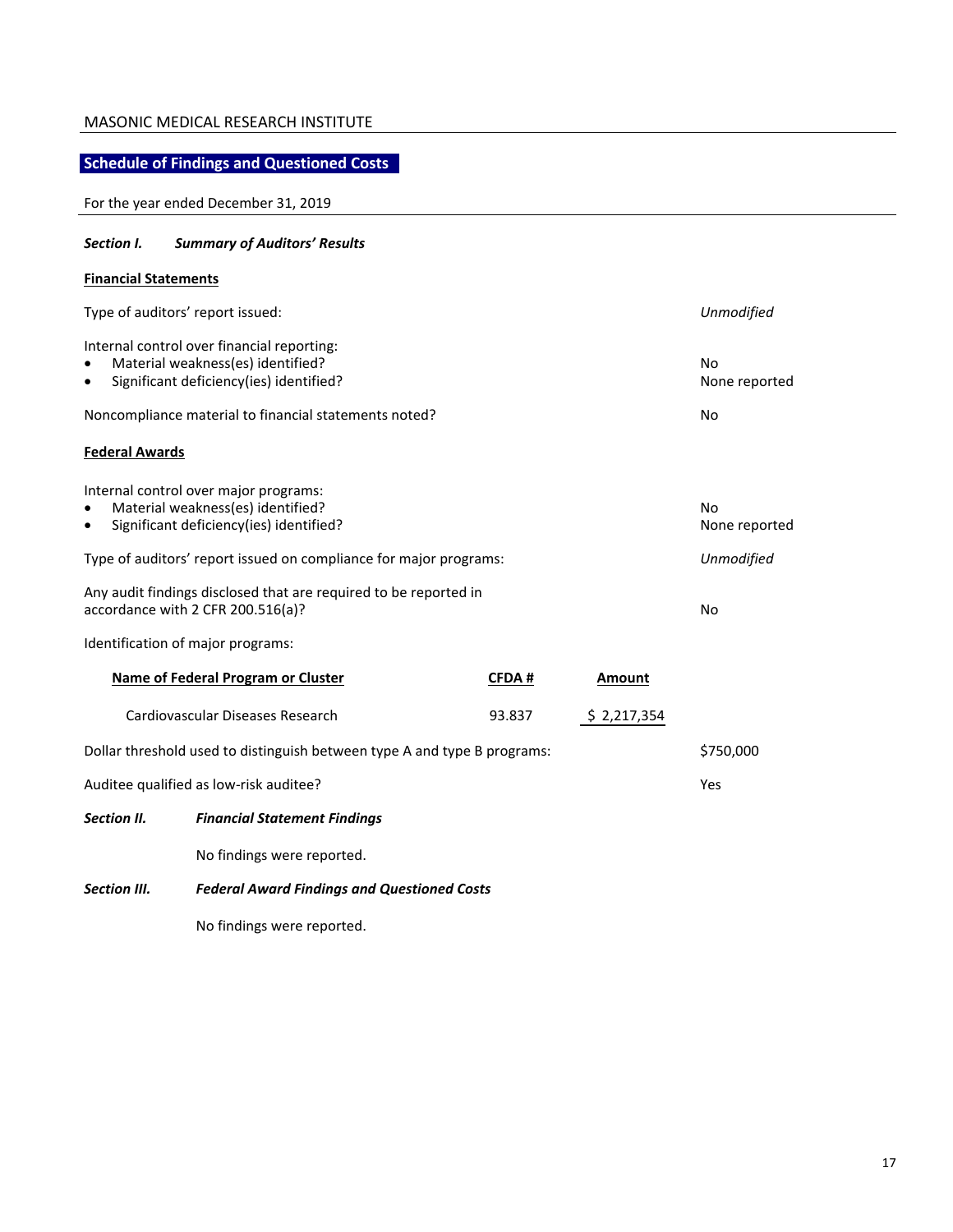MASONIC MEDICAL RESEARCH INSTITUTE

## Schedule of Findings and Questioned Costs

For the year ended December 31, 2019

### *Section I. Summary of Auditors' Results*

**Financial Statements**

| | |
|---|---|
| Type of auditors' report issued: | *Unmodified* |
| Internal control over financial reporting: | |
| • Material weakness(es) identified? | No |
| • Significant deficiency(ies) identified? | None reported |
| Noncompliance material to financial statements noted? | No |

**Federal Awards**

| | |
|---|---|
| Internal control over major programs: | |
| • Material weakness(es) identified? | No |
| • Significant deficiency(ies) identified? | None reported |
| Type of auditors' report issued on compliance for major programs: | *Unmodified* |
| Any audit findings disclosed that are required to be reported in accordance with 2 CFR 200.516(a)? | No |

Identification of major programs:

| Name of Federal Program or Cluster | CFDA # | Amount |
|---|---|---|
| Cardiovascular Diseases Research | 93.837 | $ 2,217,354 |

| | |
|---|---|
| Dollar threshold used to distinguish between type A and type B programs: | $750,000 |
| Auditee qualified as low-risk auditee? | Yes |

### *Section II. Financial Statement Findings*

No findings were reported.

### *Section III. Federal Award Findings and Questioned Costs*

No findings were reported.